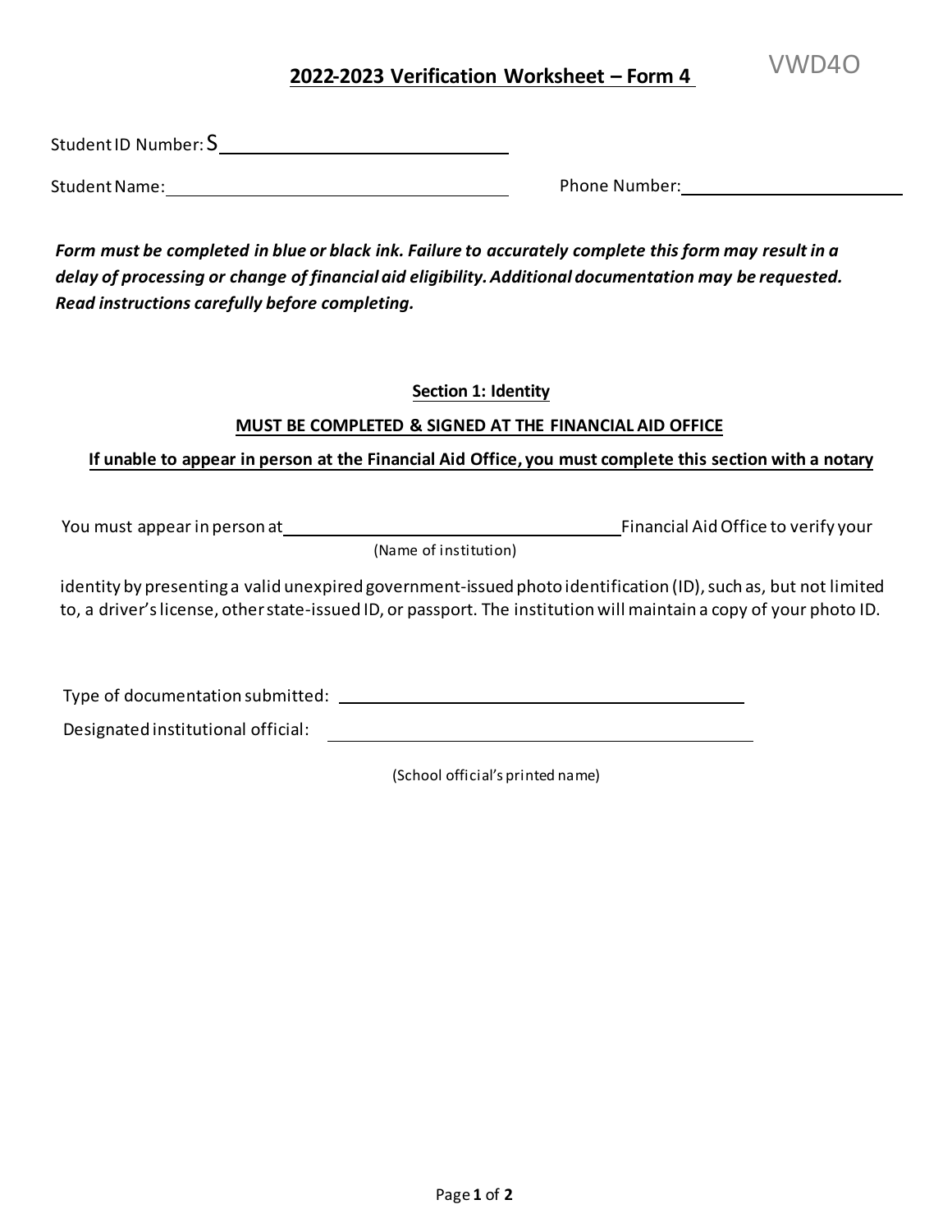VWD4O

# 2022-2023 Verification Worksheet – Form 4

Student ID Number: S\_\_\_\_\_\_\_\_\_\_\_\_\_\_\_\_\_\_\_\_\_\_\_\_\_\_\_\_

Student Name: \_\_\_\_\_\_\_\_\_\_\_\_\_\_\_\_\_\_\_\_\_\_\_\_\_\_\_\_\_\_\_\_ Phone Number: \_\_\_\_\_\_\_\_\_\_\_\_\_\_\_\_\_\_\_\_\_\_\_\_

***Form must be completed in blue or black ink. Failure to accurately complete this form may result in a delay of processing or change of financial aid eligibility. Additional documentation may be requested. Read instructions carefully before completing.***

## Section 1: Identity

**MUST BE COMPLETED & SIGNED AT THE FINANCIAL AID OFFICE**

**If unable to appear in person at the Financial Aid Office, you must complete this section with a notary**

You must appear in person at \_\_\_\_\_\_\_\_\_\_\_\_\_\_\_\_\_\_\_\_\_\_\_\_\_\_\_\_\_\_\_\_\_\_\_\_ Financial Aid Office to verify your
(Name of institution)

identity by presenting a valid unexpired government-issued photo identification (ID), such as, but not limited to, a driver's license, other state-issued ID, or passport. The institution will maintain a copy of your photo ID.

Type of documentation submitted: \_\_\_\_\_\_\_\_\_\_\_\_\_\_\_\_\_\_\_\_\_\_\_\_\_\_\_\_\_\_\_\_\_\_\_\_\_\_\_\_

Designated institutional official: \_\_\_\_\_\_\_\_\_\_\_\_\_\_\_\_\_\_\_\_\_\_\_\_\_\_\_\_\_\_\_\_\_\_\_\_\_\_\_\_

(School official's printed name)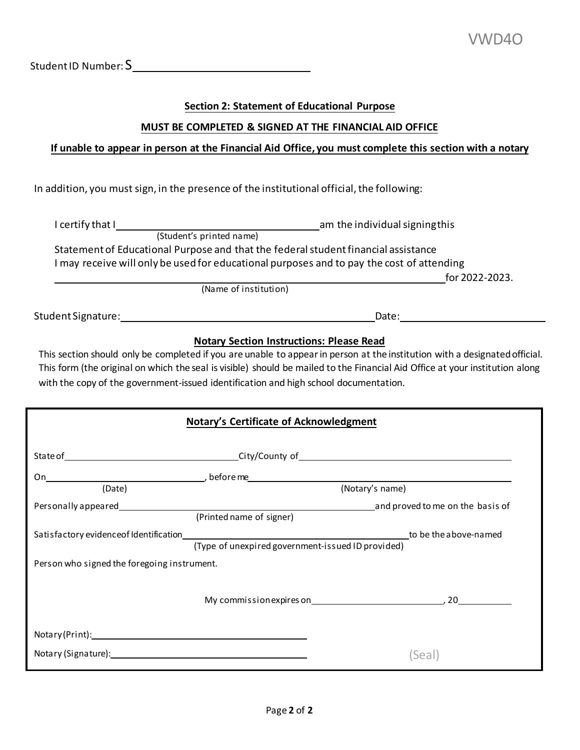VWD4O

Student ID Number: S______________________________

**Section 2: Statement of Educational Purpose**

**MUST BE COMPLETED & SIGNED AT THE FINANCIAL AID OFFICE**

**If unable to appear in person at the Financial Aid Office, you must complete this section with a notary**

In addition, you must sign, in the presence of the institutional official, the following:

I certify that I ______________________________ am the individual signing this
(Student's printed name)
Statement of Educational Purpose and that the federal student financial assistance I may receive will only be used for educational purposes and to pay the cost of attending ______________________________ for 2022-2023.
(Name of institution)

Student Signature: ______________________________ Date: ____________________

**Notary Section Instructions: Please Read**

This section should only be completed if you are unable to appear in person at the institution with a designated official. This form (the original on which the seal is visible) should be mailed to the Financial Aid Office at your institution along with the copy of the government-issued identification and high school documentation.

**Notary's Certificate of Acknowledgment**

State of ____________________ City/County of ____________________

On ____________________, before me ______________________________
(Date) (Notary's name)

Personally appeared ______________________________ and proved to me on the basis of
(Printed name of signer)

Satisfactory evidence of Identification ______________________________ to be the above-named
(Type of unexpired government-issued ID provided)

Person who signed the foregoing instrument.

My commission expires on ____________________, 20________

Notary (Print): ______________________________

Notary (Signature): ______________________________ (Seal)